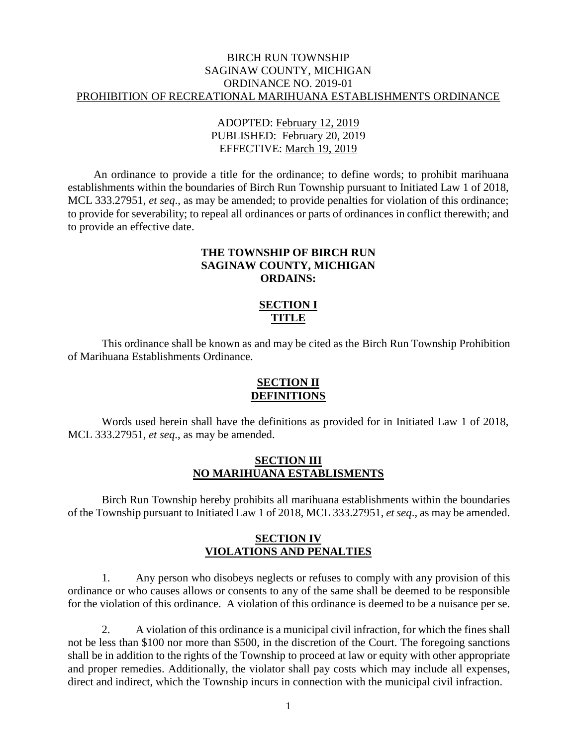BIRCH RUN TOWNSHIP
SAGINAW COUNTY, MICHIGAN
ORDINANCE NO. 2019-01
PROHIBITION OF RECREATIONAL MARIHUANA ESTABLISHMENTS ORDINANCE

ADOPTED: February 12, 2019
PUBLISHED: February 20, 2019
EFFECTIVE: March 19, 2019

An ordinance to provide a title for the ordinance; to define words; to prohibit marihuana establishments within the boundaries of Birch Run Township pursuant to Initiated Law 1 of 2018, MCL 333.27951, *et seq*., as may be amended; to provide penalties for violation of this ordinance; to provide for severability; to repeal all ordinances or parts of ordinances in conflict therewith; and to provide an effective date.

**THE TOWNSHIP OF BIRCH RUN**
**SAGINAW COUNTY, MICHIGAN**
**ORDAINS:**

## SECTION I
## TITLE

This ordinance shall be known as and may be cited as the Birch Run Township Prohibition of Marihuana Establishments Ordinance.

## SECTION II
## DEFINITIONS

Words used herein shall have the definitions as provided for in Initiated Law 1 of 2018, MCL 333.27951, *et seq*., as may be amended.

## SECTION III
## NO MARIHUANA ESTABLISMENTS

Birch Run Township hereby prohibits all marihuana establishments within the boundaries of the Township pursuant to Initiated Law 1 of 2018, MCL 333.27951, *et seq*., as may be amended.

## SECTION IV
## VIOLATIONS AND PENALTIES

1. Any person who disobeys neglects or refuses to comply with any provision of this ordinance or who causes allows or consents to any of the same shall be deemed to be responsible for the violation of this ordinance. A violation of this ordinance is deemed to be a nuisance per se.

2. A violation of this ordinance is a municipal civil infraction, for which the fines shall not be less than $100 nor more than $500, in the discretion of the Court. The foregoing sanctions shall be in addition to the rights of the Township to proceed at law or equity with other appropriate and proper remedies. Additionally, the violator shall pay costs which may include all expenses, direct and indirect, which the Township incurs in connection with the municipal civil infraction.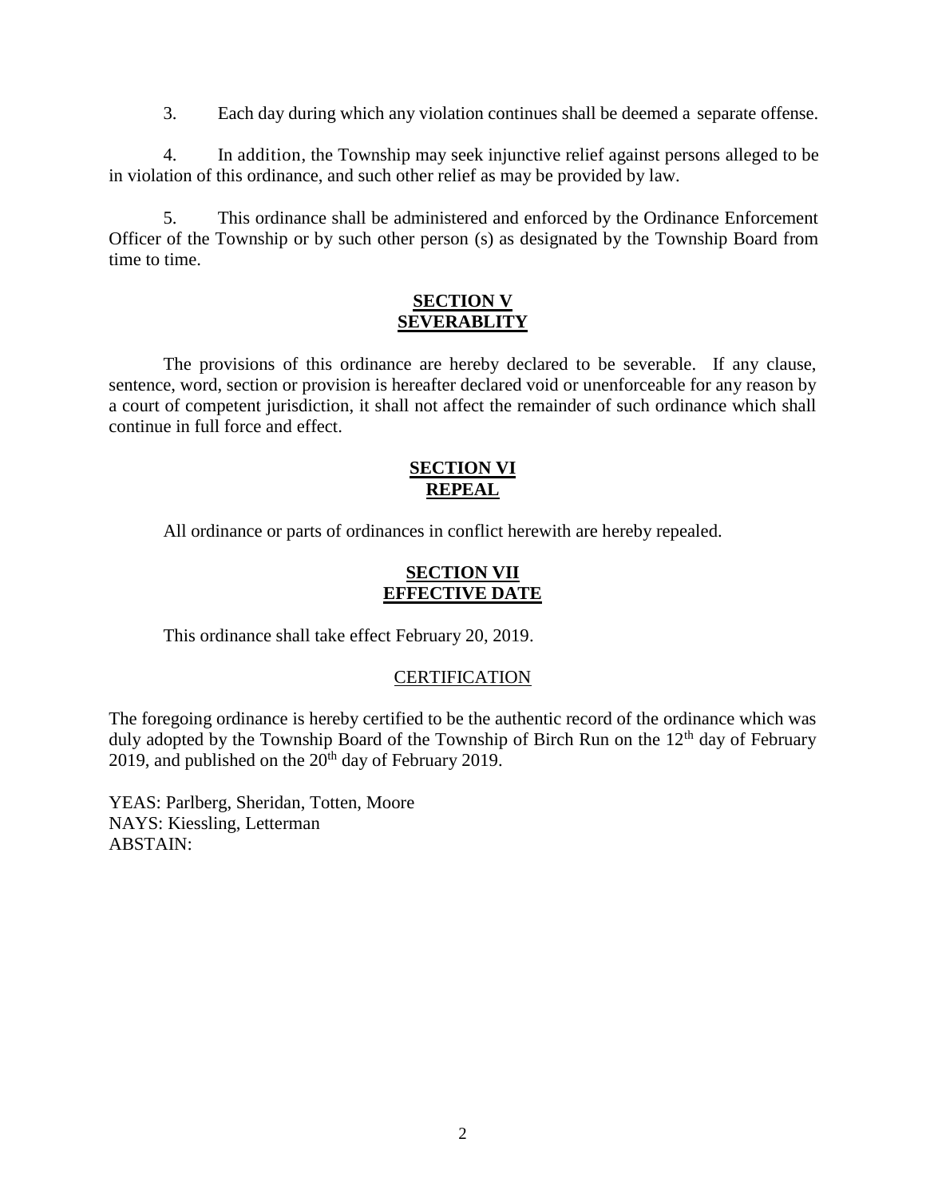3. Each day during which any violation continues shall be deemed a separate offense.

4. In addition, the Township may seek injunctive relief against persons alleged to be in violation of this ordinance, and such other relief as may be provided by law.

5. This ordinance shall be administered and enforced by the Ordinance Enforcement Officer of the Township or by such other person (s) as designated by the Township Board from time to time.

## **SECTION V**
## **SEVERABLITY**

The provisions of this ordinance are hereby declared to be severable. If any clause, sentence, word, section or provision is hereafter declared void or unenforceable for any reason by a court of competent jurisdiction, it shall not affect the remainder of such ordinance which shall continue in full force and effect.

## **SECTION VI**
## **REPEAL**

All ordinance or parts of ordinances in conflict herewith are hereby repealed.

## **SECTION VII**
## **EFFECTIVE DATE**

This ordinance shall take effect February 20, 2019.

## CERTIFICATION

The foregoing ordinance is hereby certified to be the authentic record of the ordinance which was duly adopted by the Township Board of the Township of Birch Run on the 12th day of February 2019, and published on the 20th day of February 2019.

YEAS: Parlberg, Sheridan, Totten, Moore
NAYS: Kiessling, Letterman
ABSTAIN: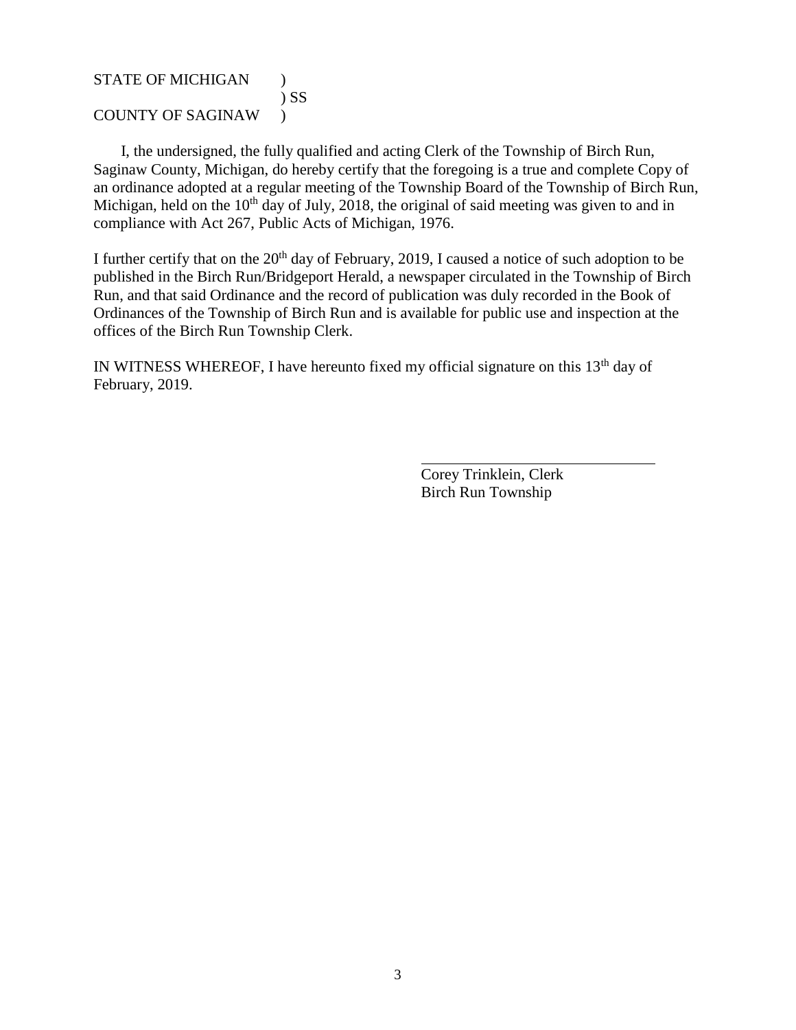STATE OF MICHIGAN )  
) SS  
COUNTY OF SAGINAW )

I, the undersigned, the fully qualified and acting Clerk of the Township of Birch Run, Saginaw County, Michigan, do hereby certify that the foregoing is a true and complete Copy of an ordinance adopted at a regular meeting of the Township Board of the Township of Birch Run, Michigan, held on the 10th day of July, 2018, the original of said meeting was given to and in compliance with Act 267, Public Acts of Michigan, 1976.

I further certify that on the 20th day of February, 2019, I caused a notice of such adoption to be published in the Birch Run/Bridgeport Herald, a newspaper circulated in the Township of Birch Run, and that said Ordinance and the record of publication was duly recorded in the Book of Ordinances of the Township of Birch Run and is available for public use and inspection at the offices of the Birch Run Township Clerk.

IN WITNESS WHEREOF, I have hereunto fixed my official signature on this 13th day of February, 2019.

\_\_\_\_\_\_\_\_\_\_\_\_\_\_\_\_\_\_\_\_\_\_\_\_\_\_\_\_\_\_  
Corey Trinklein, Clerk  
Birch Run Township